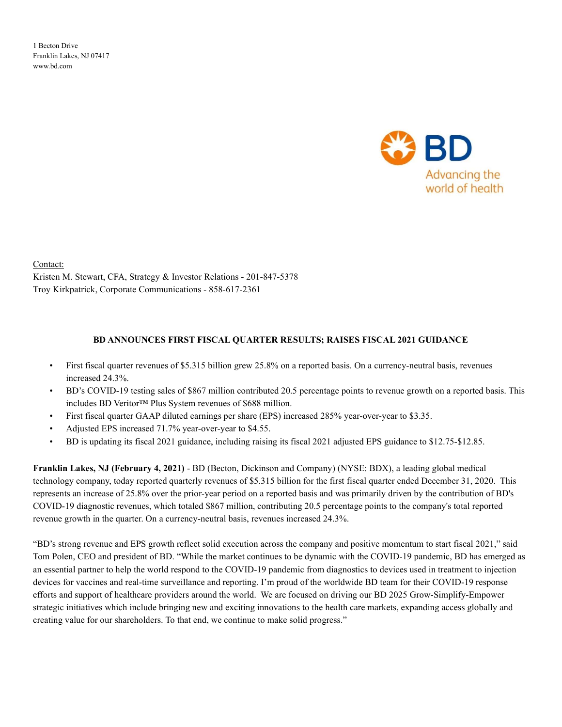1 Becton Drive
Franklin Lakes, NJ 07417
www.bd.com

BD
Advancing the world of health

Contact:
Kristen M. Stewart, CFA, Strategy & Investor Relations - 201-847-5378
Troy Kirkpatrick, Corporate Communications - 858-617-2361

## BD ANNOUNCES FIRST FISCAL QUARTER RESULTS; RAISES FISCAL 2021 GUIDANCE

- First fiscal quarter revenues of $5.315 billion grew 25.8% on a reported basis. On a currency-neutral basis, revenues increased 24.3%.
- BD's COVID-19 testing sales of $867 million contributed 20.5 percentage points to revenue growth on a reported basis. This includes BD Veritor™ Plus System revenues of $688 million.
- First fiscal quarter GAAP diluted earnings per share (EPS) increased 285% year-over-year to $3.35.
- Adjusted EPS increased 71.7% year-over-year to $4.55.
- BD is updating its fiscal 2021 guidance, including raising its fiscal 2021 adjusted EPS guidance to $12.75-$12.85.

**Franklin Lakes, NJ (February 4, 2021)** - BD (Becton, Dickinson and Company) (NYSE: BDX), a leading global medical technology company, today reported quarterly revenues of $5.315 billion for the first fiscal quarter ended December 31, 2020. This represents an increase of 25.8% over the prior-year period on a reported basis and was primarily driven by the contribution of BD's COVID-19 diagnostic revenues, which totaled $867 million, contributing 20.5 percentage points to the company's total reported revenue growth in the quarter. On a currency-neutral basis, revenues increased 24.3%.

"BD's strong revenue and EPS growth reflect solid execution across the company and positive momentum to start fiscal 2021," said Tom Polen, CEO and president of BD. "While the market continues to be dynamic with the COVID-19 pandemic, BD has emerged as an essential partner to help the world respond to the COVID-19 pandemic from diagnostics to devices used in treatment to injection devices for vaccines and real-time surveillance and reporting. I'm proud of the worldwide BD team for their COVID-19 response efforts and support of healthcare providers around the world. We are focused on driving our BD 2025 Grow-Simplify-Empower strategic initiatives which include bringing new and exciting innovations to the health care markets, expanding access globally and creating value for our shareholders. To that end, we continue to make solid progress."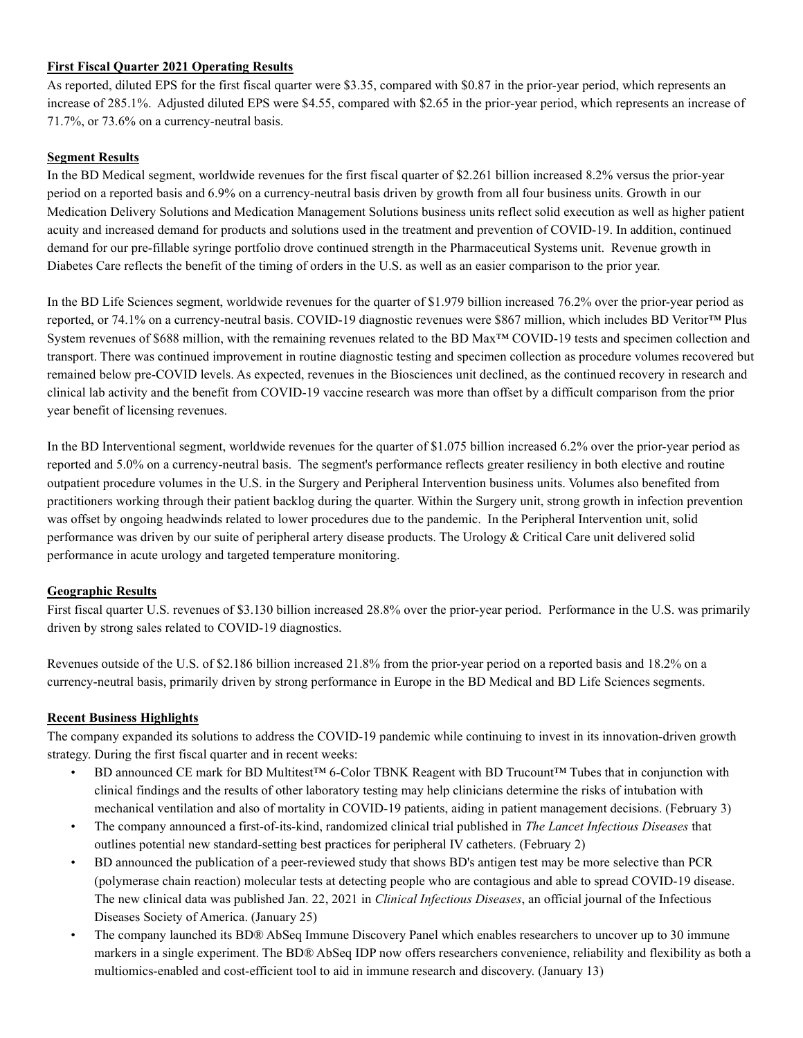## First Fiscal Quarter 2021 Operating Results

As reported, diluted EPS for the first fiscal quarter were $3.35, compared with $0.87 in the prior-year period, which represents an increase of 285.1%. Adjusted diluted EPS were $4.55, compared with $2.65 in the prior-year period, which represents an increase of 71.7%, or 73.6% on a currency-neutral basis.

## Segment Results

In the BD Medical segment, worldwide revenues for the first fiscal quarter of $2.261 billion increased 8.2% versus the prior-year period on a reported basis and 6.9% on a currency-neutral basis driven by growth from all four business units. Growth in our Medication Delivery Solutions and Medication Management Solutions business units reflect solid execution as well as higher patient acuity and increased demand for products and solutions used in the treatment and prevention of COVID-19. In addition, continued demand for our pre-fillable syringe portfolio drove continued strength in the Pharmaceutical Systems unit. Revenue growth in Diabetes Care reflects the benefit of the timing of orders in the U.S. as well as an easier comparison to the prior year.

In the BD Life Sciences segment, worldwide revenues for the quarter of $1.979 billion increased 76.2% over the prior-year period as reported, or 74.1% on a currency-neutral basis. COVID-19 diagnostic revenues were $867 million, which includes BD Veritor™ Plus System revenues of $688 million, with the remaining revenues related to the BD Max™ COVID-19 tests and specimen collection and transport. There was continued improvement in routine diagnostic testing and specimen collection as procedure volumes recovered but remained below pre-COVID levels. As expected, revenues in the Biosciences unit declined, as the continued recovery in research and clinical lab activity and the benefit from COVID-19 vaccine research was more than offset by a difficult comparison from the prior year benefit of licensing revenues.

In the BD Interventional segment, worldwide revenues for the quarter of $1.075 billion increased 6.2% over the prior-year period as reported and 5.0% on a currency-neutral basis. The segment's performance reflects greater resiliency in both elective and routine outpatient procedure volumes in the U.S. in the Surgery and Peripheral Intervention business units. Volumes also benefited from practitioners working through their patient backlog during the quarter. Within the Surgery unit, strong growth in infection prevention was offset by ongoing headwinds related to lower procedures due to the pandemic. In the Peripheral Intervention unit, solid performance was driven by our suite of peripheral artery disease products. The Urology & Critical Care unit delivered solid performance in acute urology and targeted temperature monitoring.

## Geographic Results

First fiscal quarter U.S. revenues of $3.130 billion increased 28.8% over the prior-year period. Performance in the U.S. was primarily driven by strong sales related to COVID-19 diagnostics.

Revenues outside of the U.S. of $2.186 billion increased 21.8% from the prior-year period on a reported basis and 18.2% on a currency-neutral basis, primarily driven by strong performance in Europe in the BD Medical and BD Life Sciences segments.

## Recent Business Highlights

The company expanded its solutions to address the COVID-19 pandemic while continuing to invest in its innovation-driven growth strategy. During the first fiscal quarter and in recent weeks:

- BD announced CE mark for BD Multitest™ 6-Color TBNK Reagent with BD Trucount™ Tubes that in conjunction with clinical findings and the results of other laboratory testing may help clinicians determine the risks of intubation with mechanical ventilation and also of mortality in COVID-19 patients, aiding in patient management decisions. (February 3)
- The company announced a first-of-its-kind, randomized clinical trial published in *The Lancet Infectious Diseases* that outlines potential new standard-setting best practices for peripheral IV catheters. (February 2)
- BD announced the publication of a peer-reviewed study that shows BD's antigen test may be more selective than PCR (polymerase chain reaction) molecular tests at detecting people who are contagious and able to spread COVID-19 disease. The new clinical data was published Jan. 22, 2021 in *Clinical Infectious Diseases*, an official journal of the Infectious Diseases Society of America. (January 25)
- The company launched its BD® AbSeq Immune Discovery Panel which enables researchers to uncover up to 30 immune markers in a single experiment. The BD® AbSeq IDP now offers researchers convenience, reliability and flexibility as both a multiomics-enabled and cost-efficient tool to aid in immune research and discovery. (January 13)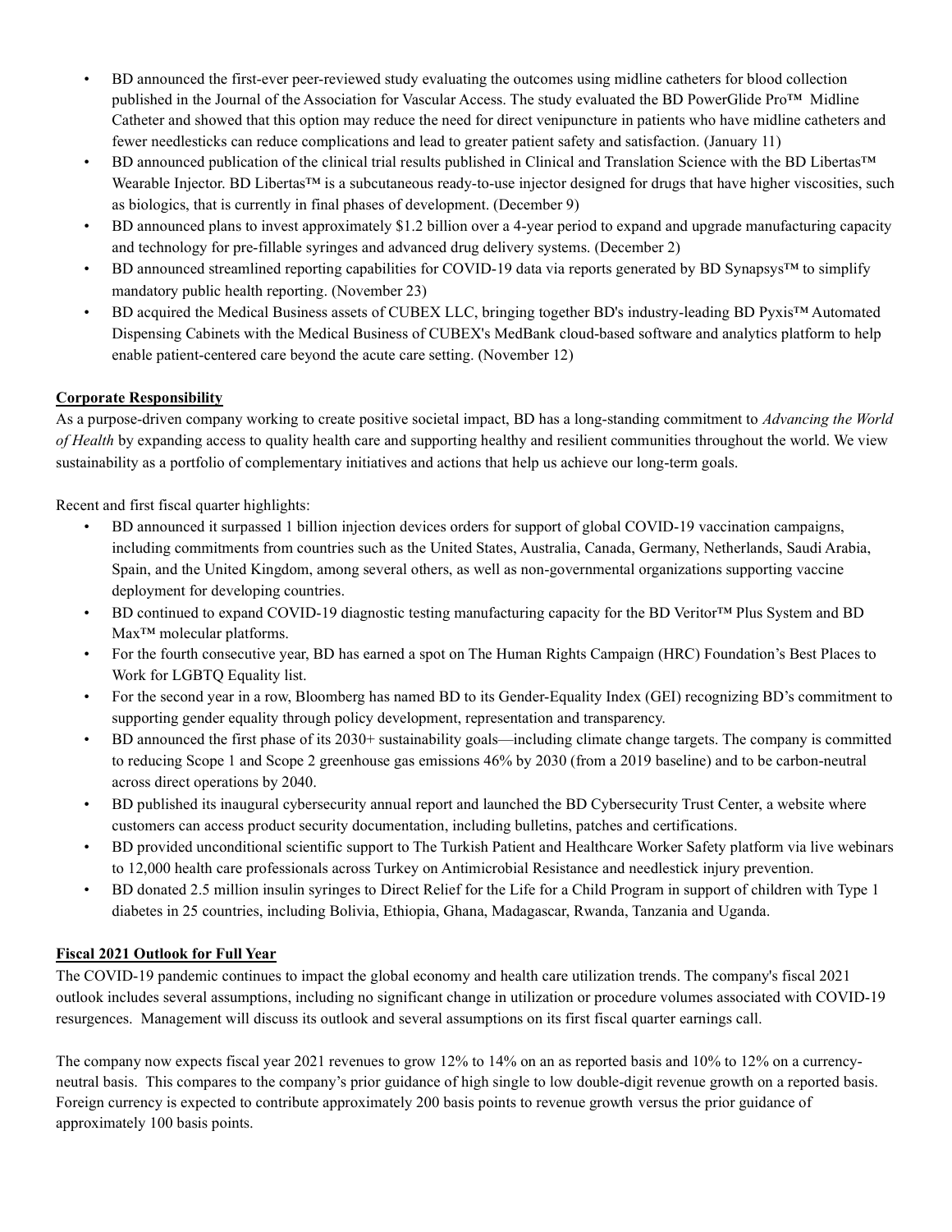- BD announced the first-ever peer-reviewed study evaluating the outcomes using midline catheters for blood collection published in the Journal of the Association for Vascular Access. The study evaluated the BD PowerGlide Pro™ Midline Catheter and showed that this option may reduce the need for direct venipuncture in patients who have midline catheters and fewer needlesticks can reduce complications and lead to greater patient safety and satisfaction. (January 11)
- BD announced publication of the clinical trial results published in Clinical and Translation Science with the BD Libertas™ Wearable Injector. BD Libertas™ is a subcutaneous ready-to-use injector designed for drugs that have higher viscosities, such as biologics, that is currently in final phases of development. (December 9)
- BD announced plans to invest approximately $1.2 billion over a 4-year period to expand and upgrade manufacturing capacity and technology for pre-fillable syringes and advanced drug delivery systems. (December 2)
- BD announced streamlined reporting capabilities for COVID-19 data via reports generated by BD Synapsys™ to simplify mandatory public health reporting. (November 23)
- BD acquired the Medical Business assets of CUBEX LLC, bringing together BD's industry-leading BD Pyxis™ Automated Dispensing Cabinets with the Medical Business of CUBEX's MedBank cloud-based software and analytics platform to help enable patient-centered care beyond the acute care setting. (November 12)

**Corporate Responsibility**

As a purpose-driven company working to create positive societal impact, BD has a long-standing commitment to *Advancing the World of Health* by expanding access to quality health care and supporting healthy and resilient communities throughout the world. We view sustainability as a portfolio of complementary initiatives and actions that help us achieve our long-term goals.

Recent and first fiscal quarter highlights:

- BD announced it surpassed 1 billion injection devices orders for support of global COVID-19 vaccination campaigns, including commitments from countries such as the United States, Australia, Canada, Germany, Netherlands, Saudi Arabia, Spain, and the United Kingdom, among several others, as well as non-governmental organizations supporting vaccine deployment for developing countries.
- BD continued to expand COVID-19 diagnostic testing manufacturing capacity for the BD Veritor™ Plus System and BD Max™ molecular platforms.
- For the fourth consecutive year, BD has earned a spot on The Human Rights Campaign (HRC) Foundation's Best Places to Work for LGBTQ Equality list.
- For the second year in a row, Bloomberg has named BD to its Gender-Equality Index (GEI) recognizing BD's commitment to supporting gender equality through policy development, representation and transparency.
- BD announced the first phase of its 2030+ sustainability goals—including climate change targets. The company is committed to reducing Scope 1 and Scope 2 greenhouse gas emissions 46% by 2030 (from a 2019 baseline) and to be carbon-neutral across direct operations by 2040.
- BD published its inaugural cybersecurity annual report and launched the BD Cybersecurity Trust Center, a website where customers can access product security documentation, including bulletins, patches and certifications.
- BD provided unconditional scientific support to The Turkish Patient and Healthcare Worker Safety platform via live webinars to 12,000 health care professionals across Turkey on Antimicrobial Resistance and needlestick injury prevention.
- BD donated 2.5 million insulin syringes to Direct Relief for the Life for a Child Program in support of children with Type 1 diabetes in 25 countries, including Bolivia, Ethiopia, Ghana, Madagascar, Rwanda, Tanzania and Uganda.

**Fiscal 2021 Outlook for Full Year**

The COVID-19 pandemic continues to impact the global economy and health care utilization trends. The company's fiscal 2021 outlook includes several assumptions, including no significant change in utilization or procedure volumes associated with COVID-19 resurgences. Management will discuss its outlook and several assumptions on its first fiscal quarter earnings call.

The company now expects fiscal year 2021 revenues to grow 12% to 14% on an as reported basis and 10% to 12% on a currency-neutral basis. This compares to the company's prior guidance of high single to low double-digit revenue growth on a reported basis. Foreign currency is expected to contribute approximately 200 basis points to revenue growth versus the prior guidance of approximately 100 basis points.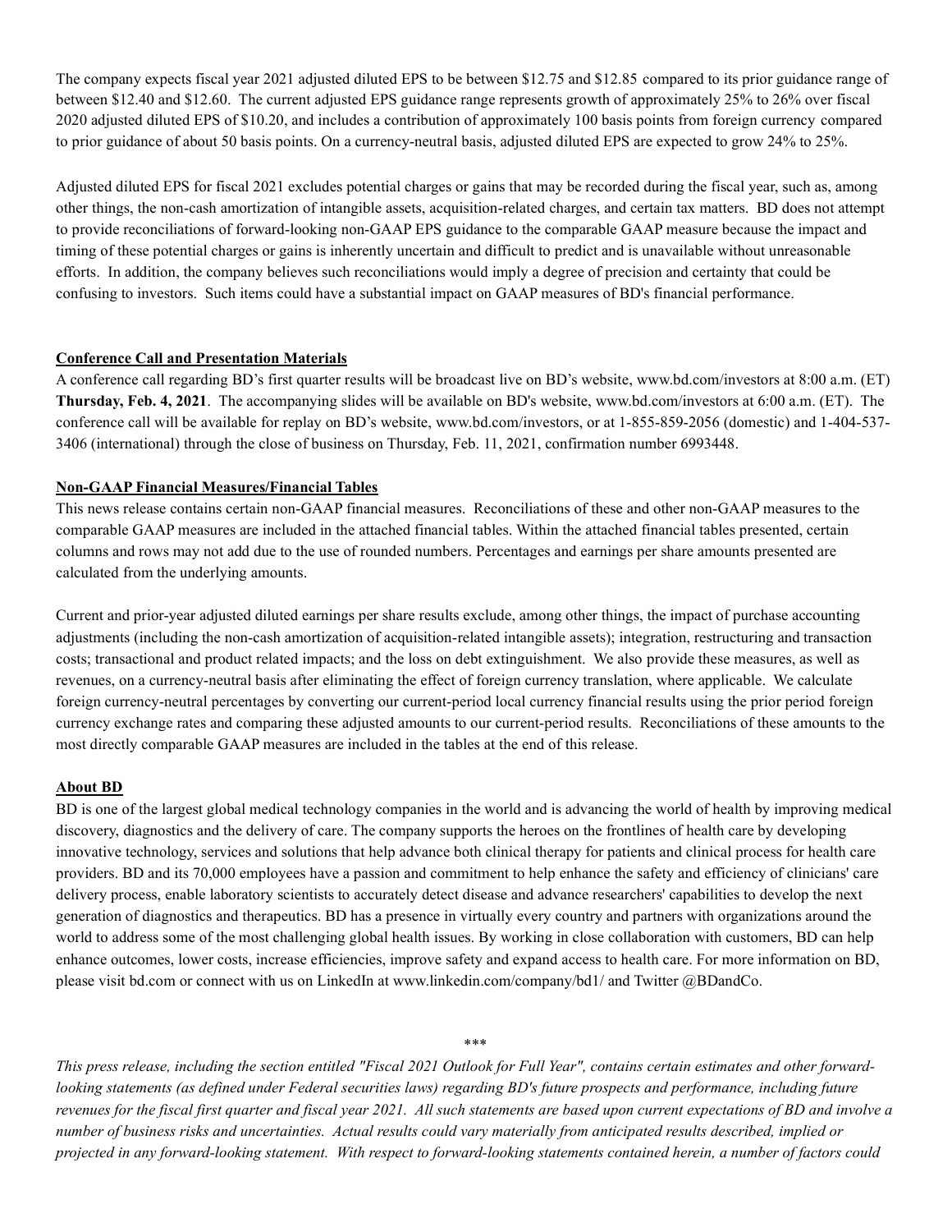The company expects fiscal year 2021 adjusted diluted EPS to be between $12.75 and $12.85 compared to its prior guidance range of between $12.40 and $12.60. The current adjusted EPS guidance range represents growth of approximately 25% to 26% over fiscal 2020 adjusted diluted EPS of $10.20, and includes a contribution of approximately 100 basis points from foreign currency compared to prior guidance of about 50 basis points. On a currency-neutral basis, adjusted diluted EPS are expected to grow 24% to 25%.

Adjusted diluted EPS for fiscal 2021 excludes potential charges or gains that may be recorded during the fiscal year, such as, among other things, the non-cash amortization of intangible assets, acquisition-related charges, and certain tax matters. BD does not attempt to provide reconciliations of forward-looking non-GAAP EPS guidance to the comparable GAAP measure because the impact and timing of these potential charges or gains is inherently uncertain and difficult to predict and is unavailable without unreasonable efforts. In addition, the company believes such reconciliations would imply a degree of precision and certainty that could be confusing to investors. Such items could have a substantial impact on GAAP measures of BD's financial performance.

## Conference Call and Presentation Materials

A conference call regarding BD's first quarter results will be broadcast live on BD's website, www.bd.com/investors at 8:00 a.m. (ET) **Thursday, Feb. 4, 2021**. The accompanying slides will be available on BD's website, www.bd.com/investors at 6:00 a.m. (ET). The conference call will be available for replay on BD's website, www.bd.com/investors, or at 1-855-859-2056 (domestic) and 1-404-537-3406 (international) through the close of business on Thursday, Feb. 11, 2021, confirmation number 6993448.

## Non-GAAP Financial Measures/Financial Tables

This news release contains certain non-GAAP financial measures. Reconciliations of these and other non-GAAP measures to the comparable GAAP measures are included in the attached financial tables. Within the attached financial tables presented, certain columns and rows may not add due to the use of rounded numbers. Percentages and earnings per share amounts presented are calculated from the underlying amounts.

Current and prior-year adjusted diluted earnings per share results exclude, among other things, the impact of purchase accounting adjustments (including the non-cash amortization of acquisition-related intangible assets); integration, restructuring and transaction costs; transactional and product related impacts; and the loss on debt extinguishment. We also provide these measures, as well as revenues, on a currency-neutral basis after eliminating the effect of foreign currency translation, where applicable. We calculate foreign currency-neutral percentages by converting our current-period local currency financial results using the prior period foreign currency exchange rates and comparing these adjusted amounts to our current-period results. Reconciliations of these amounts to the most directly comparable GAAP measures are included in the tables at the end of this release.

## About BD

BD is one of the largest global medical technology companies in the world and is advancing the world of health by improving medical discovery, diagnostics and the delivery of care. The company supports the heroes on the frontlines of health care by developing innovative technology, services and solutions that help advance both clinical therapy for patients and clinical process for health care providers. BD and its 70,000 employees have a passion and commitment to help enhance the safety and efficiency of clinicians' care delivery process, enable laboratory scientists to accurately detect disease and advance researchers' capabilities to develop the next generation of diagnostics and therapeutics. BD has a presence in virtually every country and partners with organizations around the world to address some of the most challenging global health issues. By working in close collaboration with customers, BD can help enhance outcomes, lower costs, increase efficiencies, improve safety and expand access to health care. For more information on BD, please visit bd.com or connect with us on LinkedIn at www.linkedin.com/company/bd1/ and Twitter @BDandCo.

***

*This press release, including the section entitled "Fiscal 2021 Outlook for Full Year", contains certain estimates and other forward-looking statements (as defined under Federal securities laws) regarding BD's future prospects and performance, including future revenues for the fiscal first quarter and fiscal year 2021. All such statements are based upon current expectations of BD and involve a number of business risks and uncertainties. Actual results could vary materially from anticipated results described, implied or projected in any forward-looking statement. With respect to forward-looking statements contained herein, a number of factors could*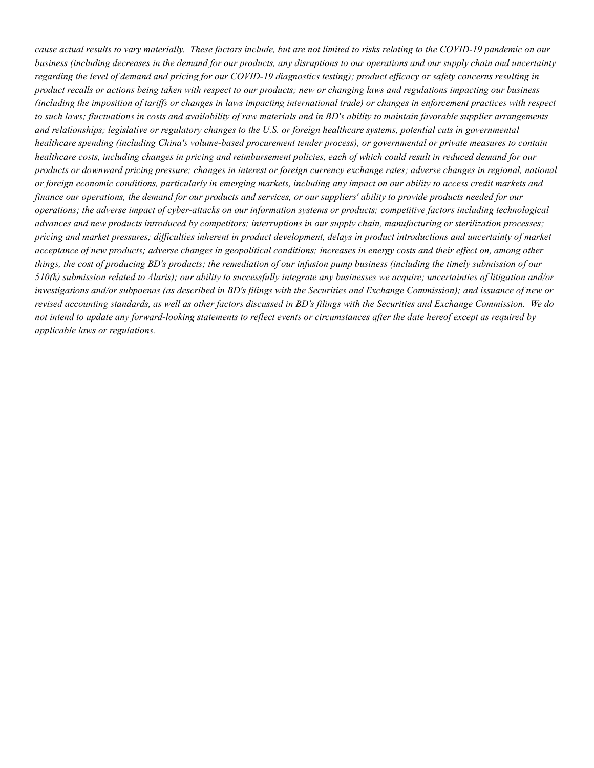*cause actual results to vary materially. These factors include, but are not limited to risks relating to the COVID-19 pandemic on our business (including decreases in the demand for our products, any disruptions to our operations and our supply chain and uncertainty regarding the level of demand and pricing for our COVID-19 diagnostics testing); product efficacy or safety concerns resulting in product recalls or actions being taken with respect to our products; new or changing laws and regulations impacting our business (including the imposition of tariffs or changes in laws impacting international trade) or changes in enforcement practices with respect to such laws; fluctuations in costs and availability of raw materials and in BD's ability to maintain favorable supplier arrangements and relationships; legislative or regulatory changes to the U.S. or foreign healthcare systems, potential cuts in governmental healthcare spending (including China's volume-based procurement tender process), or governmental or private measures to contain healthcare costs, including changes in pricing and reimbursement policies, each of which could result in reduced demand for our products or downward pricing pressure; changes in interest or foreign currency exchange rates; adverse changes in regional, national or foreign economic conditions, particularly in emerging markets, including any impact on our ability to access credit markets and finance our operations, the demand for our products and services, or our suppliers' ability to provide products needed for our operations; the adverse impact of cyber-attacks on our information systems or products; competitive factors including technological advances and new products introduced by competitors; interruptions in our supply chain, manufacturing or sterilization processes; pricing and market pressures; difficulties inherent in product development, delays in product introductions and uncertainty of market acceptance of new products; adverse changes in geopolitical conditions; increases in energy costs and their effect on, among other things, the cost of producing BD's products; the remediation of our infusion pump business (including the timely submission of our 510(k) submission related to Alaris); our ability to successfully integrate any businesses we acquire; uncertainties of litigation and/or investigations and/or subpoenas (as described in BD's filings with the Securities and Exchange Commission); and issuance of new or revised accounting standards, as well as other factors discussed in BD's filings with the Securities and Exchange Commission. We do not intend to update any forward-looking statements to reflect events or circumstances after the date hereof except as required by applicable laws or regulations.*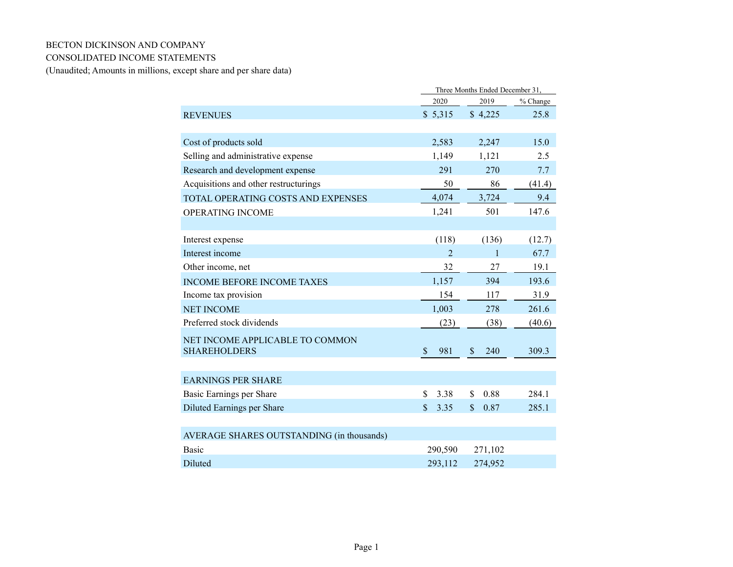BECTON DICKINSON AND COMPANY

CONSOLIDATED INCOME STATEMENTS

(Unaudited; Amounts in millions, except share and per share data)

| | Three Months Ended December 31, | | |
|---|---|---|---|
| | 2020 | 2019 | % Change |
| REVENUES | $ 5,315 | $ 4,225 | 25.8 |
| | | | |
| Cost of products sold | 2,583 | 2,247 | 15.0 |
| Selling and administrative expense | 1,149 | 1,121 | 2.5 |
| Research and development expense | 291 | 270 | 7.7 |
| Acquisitions and other restructurings | 50 | 86 | (41.4) |
| TOTAL OPERATING COSTS AND EXPENSES | 4,074 | 3,724 | 9.4 |
| OPERATING INCOME | 1,241 | 501 | 147.6 |
| | | | |
| Interest expense | (118) | (136) | (12.7) |
| Interest income | 2 | 1 | 67.7 |
| Other income, net | 32 | 27 | 19.1 |
| INCOME BEFORE INCOME TAXES | 1,157 | 394 | 193.6 |
| Income tax provision | 154 | 117 | 31.9 |
| NET INCOME | 1,003 | 278 | 261.6 |
| Preferred stock dividends | (23) | (38) | (40.6) |
| NET INCOME APPLICABLE TO COMMON SHAREHOLDERS | $ 981 | $ 240 | 309.3 |
| | | | |
| EARNINGS PER SHARE | | | |
| Basic Earnings per Share | $ 3.38 | $ 0.88 | 284.1 |
| Diluted Earnings per Share | $ 3.35 | $ 0.87 | 285.1 |
| | | | |
| AVERAGE SHARES OUTSTANDING (in thousands) | | | |
| Basic | 290,590 | 271,102 | |
| Diluted | 293,112 | 274,952 | |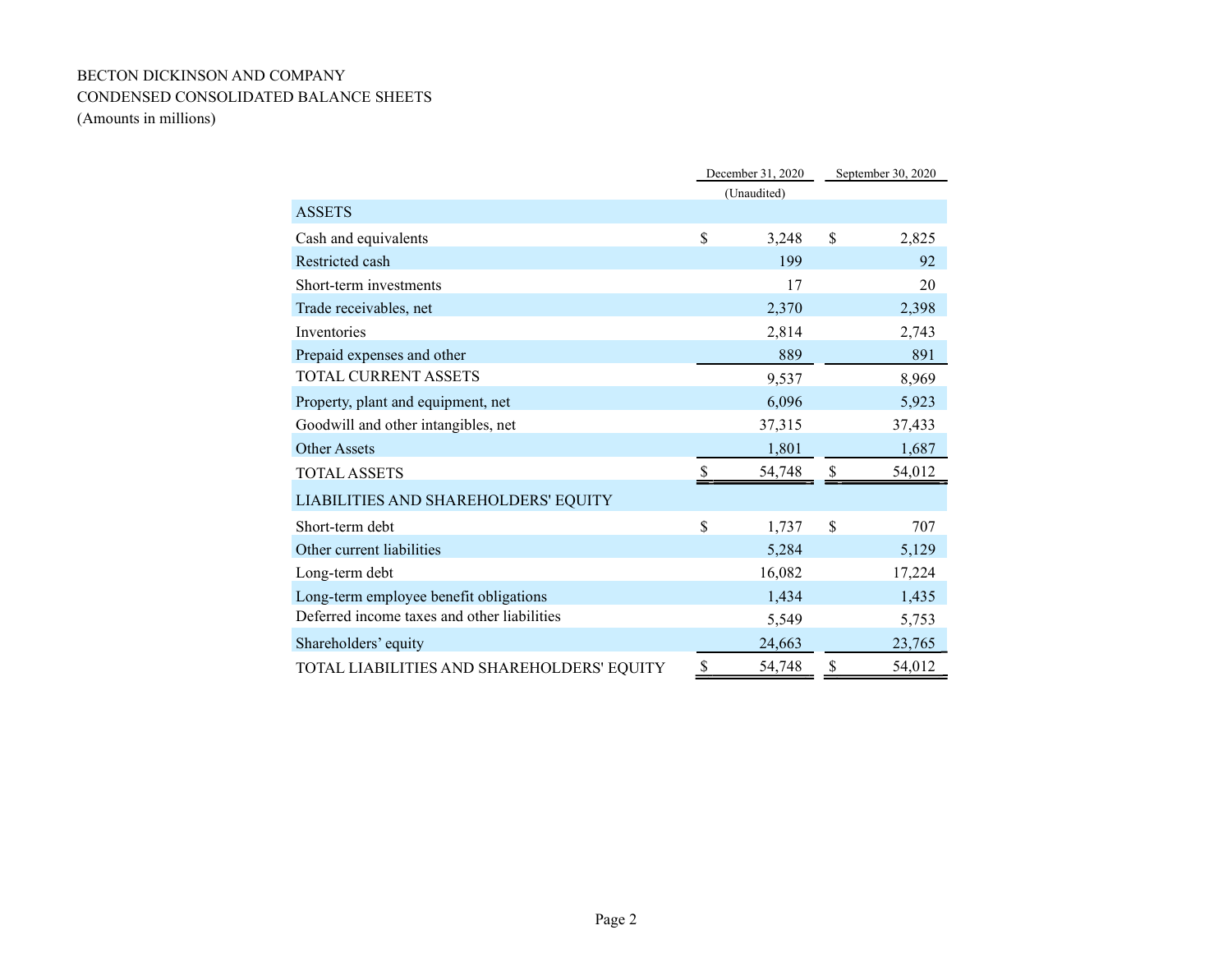BECTON DICKINSON AND COMPANY
CONDENSED CONSOLIDATED BALANCE SHEETS
(Amounts in millions)

| | December 31, 2020 | September 30, 2020 |
|---|---|---|
| | (Unaudited) | |
| ASSETS | | |
| Cash and equivalents | $ 3,248 | $ 2,825 |
| Restricted cash | 199 | 92 |
| Short-term investments | 17 | 20 |
| Trade receivables, net | 2,370 | 2,398 |
| Inventories | 2,814 | 2,743 |
| Prepaid expenses and other | 889 | 891 |
| TOTAL CURRENT ASSETS | 9,537 | 8,969 |
| Property, plant and equipment, net | 6,096 | 5,923 |
| Goodwill and other intangibles, net | 37,315 | 37,433 |
| Other Assets | 1,801 | 1,687 |
| TOTAL ASSETS | $ 54,748 | $ 54,012 |
| LIABILITIES AND SHAREHOLDERS' EQUITY | | |
| Short-term debt | $ 1,737 | $ 707 |
| Other current liabilities | 5,284 | 5,129 |
| Long-term debt | 16,082 | 17,224 |
| Long-term employee benefit obligations | 1,434 | 1,435 |
| Deferred income taxes and other liabilities | 5,549 | 5,753 |
| Shareholders' equity | 24,663 | 23,765 |
| TOTAL LIABILITIES AND SHAREHOLDERS' EQUITY | $ 54,748 | $ 54,012 |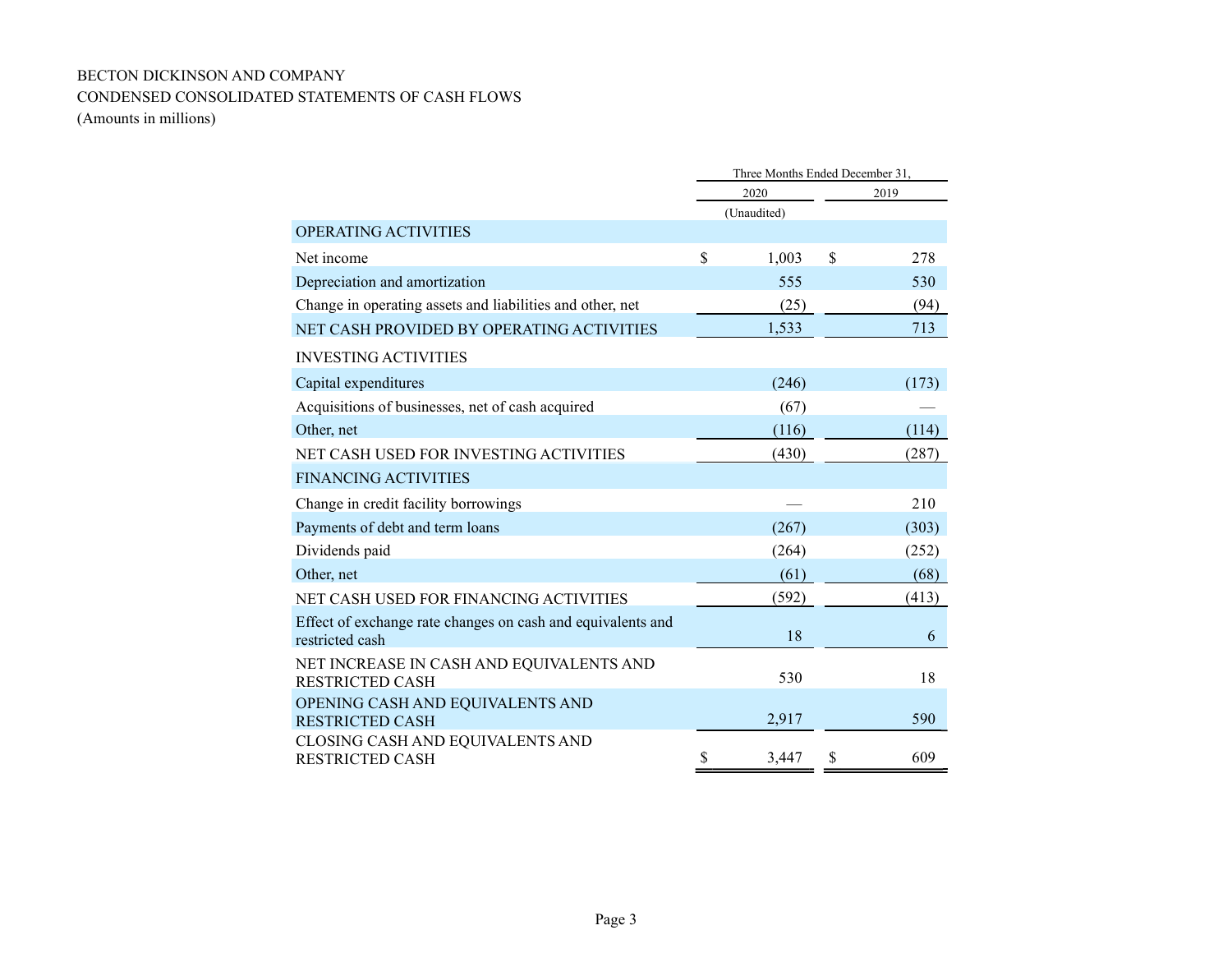BECTON DICKINSON AND COMPANY

CONDENSED CONSOLIDATED STATEMENTS OF CASH FLOWS

(Amounts in millions)

| | Three Months Ended December 31, | |
|---|---|---|
| | 2020 | 2019 |
| | (Unaudited) | |
| OPERATING ACTIVITIES | | |
| Net income | $ 1,003 | $ 278 |
| Depreciation and amortization | 555 | 530 |
| Change in operating assets and liabilities and other, net | (25) | (94) |
| NET CASH PROVIDED BY OPERATING ACTIVITIES | 1,533 | 713 |
| INVESTING ACTIVITIES | | |
| Capital expenditures | (246) | (173) |
| Acquisitions of businesses, net of cash acquired | (67) | — |
| Other, net | (116) | (114) |
| NET CASH USED FOR INVESTING ACTIVITIES | (430) | (287) |
| FINANCING ACTIVITIES | | |
| Change in credit facility borrowings | — | 210 |
| Payments of debt and term loans | (267) | (303) |
| Dividends paid | (264) | (252) |
| Other, net | (61) | (68) |
| NET CASH USED FOR FINANCING ACTIVITIES | (592) | (413) |
| Effect of exchange rate changes on cash and equivalents and restricted cash | 18 | 6 |
| NET INCREASE IN CASH AND EQUIVALENTS AND RESTRICTED CASH | 530 | 18 |
| OPENING CASH AND EQUIVALENTS AND RESTRICTED CASH | 2,917 | 590 |
| CLOSING CASH AND EQUIVALENTS AND RESTRICTED CASH | $ 3,447 | $ 609 |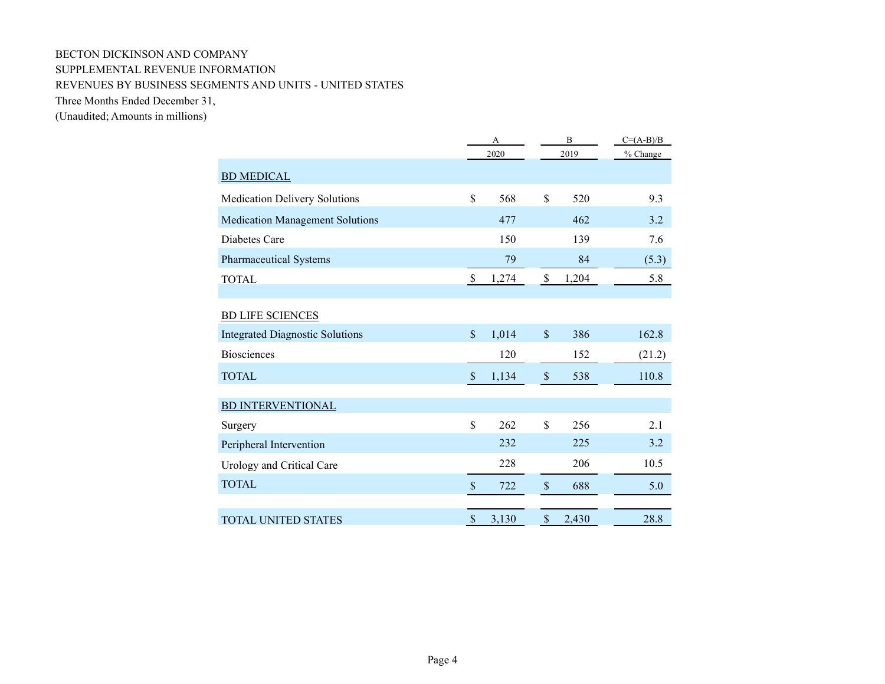BECTON DICKINSON AND COMPANY
SUPPLEMENTAL REVENUE INFORMATION
REVENUES BY BUSINESS SEGMENTS AND UNITS - UNITED STATES
Three Months Ended December 31,
(Unaudited; Amounts in millions)

| | A | B | C=(A-B)/B |
|---|---|---|---|
| | 2020 | 2019 | % Change |
| BD MEDICAL | | | |
| Medication Delivery Solutions | $ 568 | $ 520 | 9.3 |
| Medication Management Solutions | 477 | 462 | 3.2 |
| Diabetes Care | 150 | 139 | 7.6 |
| Pharmaceutical Systems | 79 | 84 | (5.3) |
| TOTAL | $ 1,274 | $ 1,204 | 5.8 |
| | | | |
| BD LIFE SCIENCES | | | |
| Integrated Diagnostic Solutions | $ 1,014 | $ 386 | 162.8 |
| Biosciences | 120 | 152 | (21.2) |
| TOTAL | $ 1,134 | $ 538 | 110.8 |
| | | | |
| BD INTERVENTIONAL | | | |
| Surgery | $ 262 | $ 256 | 2.1 |
| Peripheral Intervention | 232 | 225 | 3.2 |
| Urology and Critical Care | 228 | 206 | 10.5 |
| TOTAL | $ 722 | $ 688 | 5.0 |
| | | | |
| TOTAL UNITED STATES | $ 3,130 | $ 2,430 | 28.8 |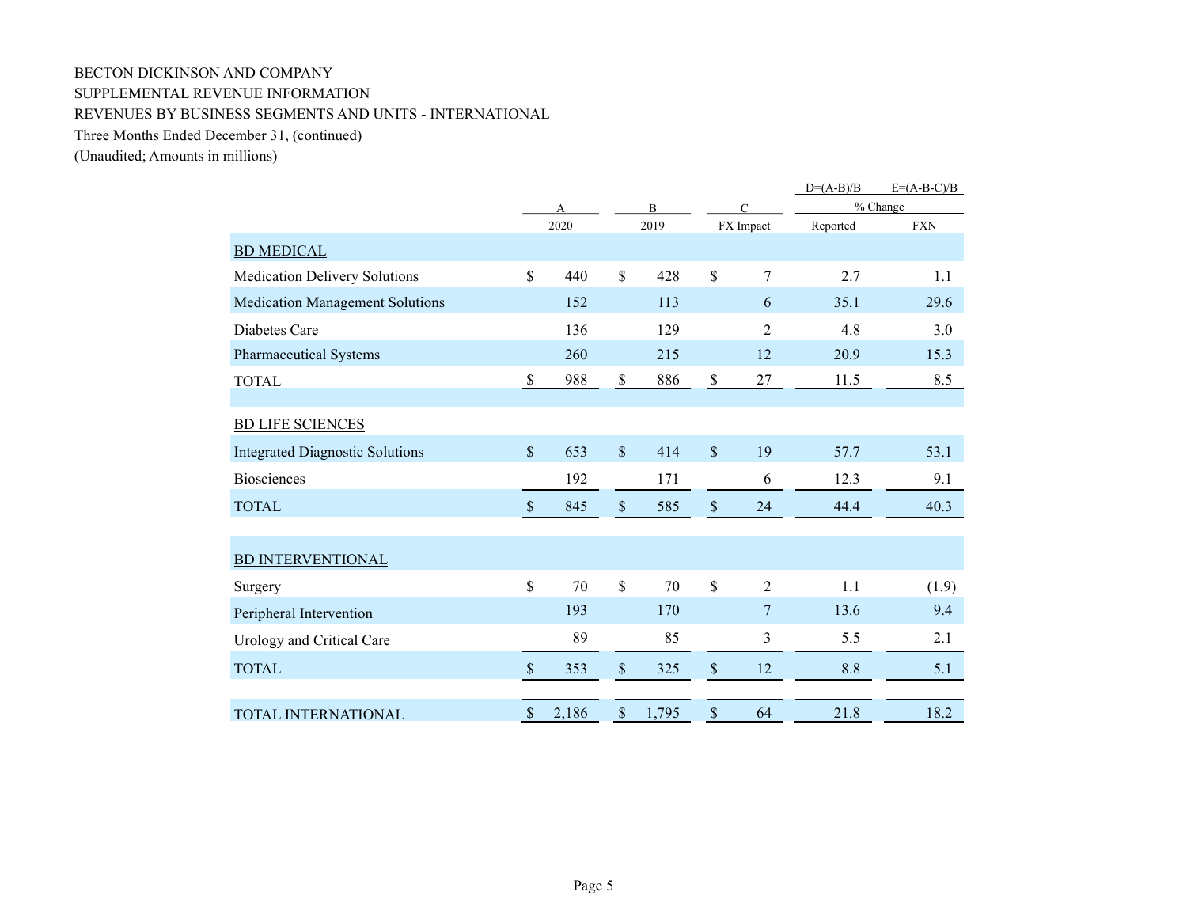BECTON DICKINSON AND COMPANY
SUPPLEMENTAL REVENUE INFORMATION
REVENUES BY BUSINESS SEGMENTS AND UNITS - INTERNATIONAL
Three Months Ended December 31, (continued)
(Unaudited; Amounts in millions)

| | A | B | C | D=(A-B)/B | E=(A-B-C)/B |
|---|---|---|---|---|---|
| | | | | % Change | |
| | 2020 | 2019 | FX Impact | Reported | FXN |
| BD MEDICAL | | | | | |
| Medication Delivery Solutions | $ 440 | $ 428 | $ 7 | 2.7 | 1.1 |
| Medication Management Solutions | 152 | 113 | 6 | 35.1 | 29.6 |
| Diabetes Care | 136 | 129 | 2 | 4.8 | 3.0 |
| Pharmaceutical Systems | 260 | 215 | 12 | 20.9 | 15.3 |
| TOTAL | $ 988 | $ 886 | $ 27 | 11.5 | 8.5 |
| BD LIFE SCIENCES | | | | | |
| Integrated Diagnostic Solutions | $ 653 | $ 414 | $ 19 | 57.7 | 53.1 |
| Biosciences | 192 | 171 | 6 | 12.3 | 9.1 |
| TOTAL | $ 845 | $ 585 | $ 24 | 44.4 | 40.3 |
| BD INTERVENTIONAL | | | | | |
| Surgery | $ 70 | $ 70 | $ 2 | 1.1 | (1.9) |
| Peripheral Intervention | 193 | 170 | 7 | 13.6 | 9.4 |
| Urology and Critical Care | 89 | 85 | 3 | 5.5 | 2.1 |
| TOTAL | $ 353 | $ 325 | $ 12 | 8.8 | 5.1 |
| TOTAL INTERNATIONAL | $ 2,186 | $ 1,795 | $ 64 | 21.8 | 18.2 |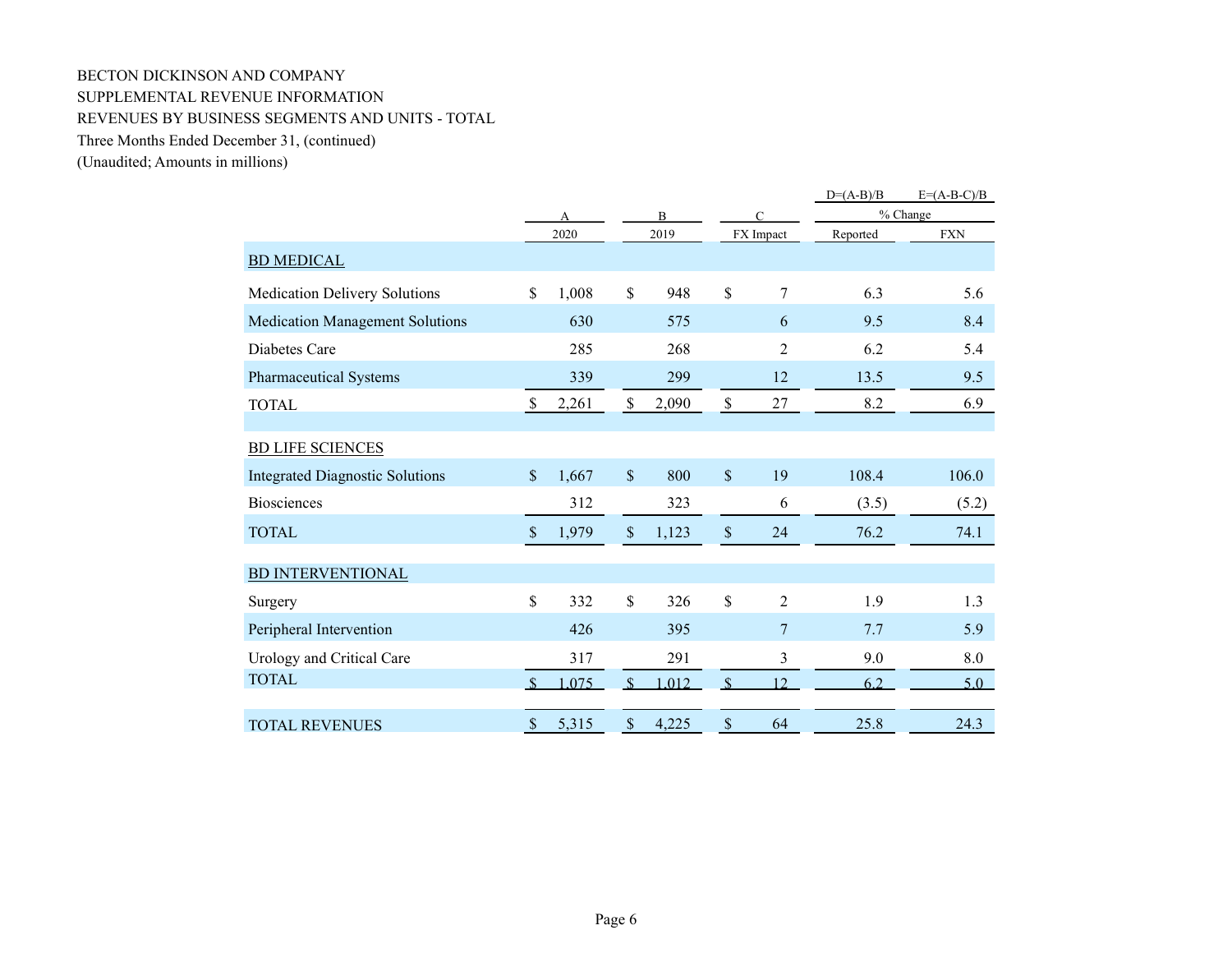BECTON DICKINSON AND COMPANY
SUPPLEMENTAL REVENUE INFORMATION
REVENUES BY BUSINESS SEGMENTS AND UNITS - TOTAL
Three Months Ended December 31, (continued)
(Unaudited; Amounts in millions)

| | A | B | C | D=(A-B)/B | E=(A-B-C)/B |
|---|---|---|---|---|---|
| | | | | % Change | |
| | 2020 | 2019 | FX Impact | Reported | FXN |
| **BD MEDICAL** | | | | | |
| Medication Delivery Solutions | $ 1,008 | $ 948 | $ 7 | 6.3 | 5.6 |
| Medication Management Solutions | 630 | 575 | 6 | 9.5 | 8.4 |
| Diabetes Care | 285 | 268 | 2 | 6.2 | 5.4 |
| Pharmaceutical Systems | 339 | 299 | 12 | 13.5 | 9.5 |
| TOTAL | $ 2,261 | $ 2,090 | $ 27 | 8.2 | 6.9 |
| **BD LIFE SCIENCES** | | | | | |
| Integrated Diagnostic Solutions | $ 1,667 | $ 800 | $ 19 | 108.4 | 106.0 |
| Biosciences | 312 | 323 | 6 | (3.5) | (5.2) |
| TOTAL | $ 1,979 | $ 1,123 | $ 24 | 76.2 | 74.1 |
| **BD INTERVENTIONAL** | | | | | |
| Surgery | $ 332 | $ 326 | $ 2 | 1.9 | 1.3 |
| Peripheral Intervention | 426 | 395 | 7 | 7.7 | 5.9 |
| Urology and Critical Care | 317 | 291 | 3 | 9.0 | 8.0 |
| TOTAL | $ 1,075 | $ 1,012 | $ 12 | 6.2 | 5.0 |
| TOTAL REVENUES | $ 5,315 | $ 4,225 | $ 64 | 25.8 | 24.3 |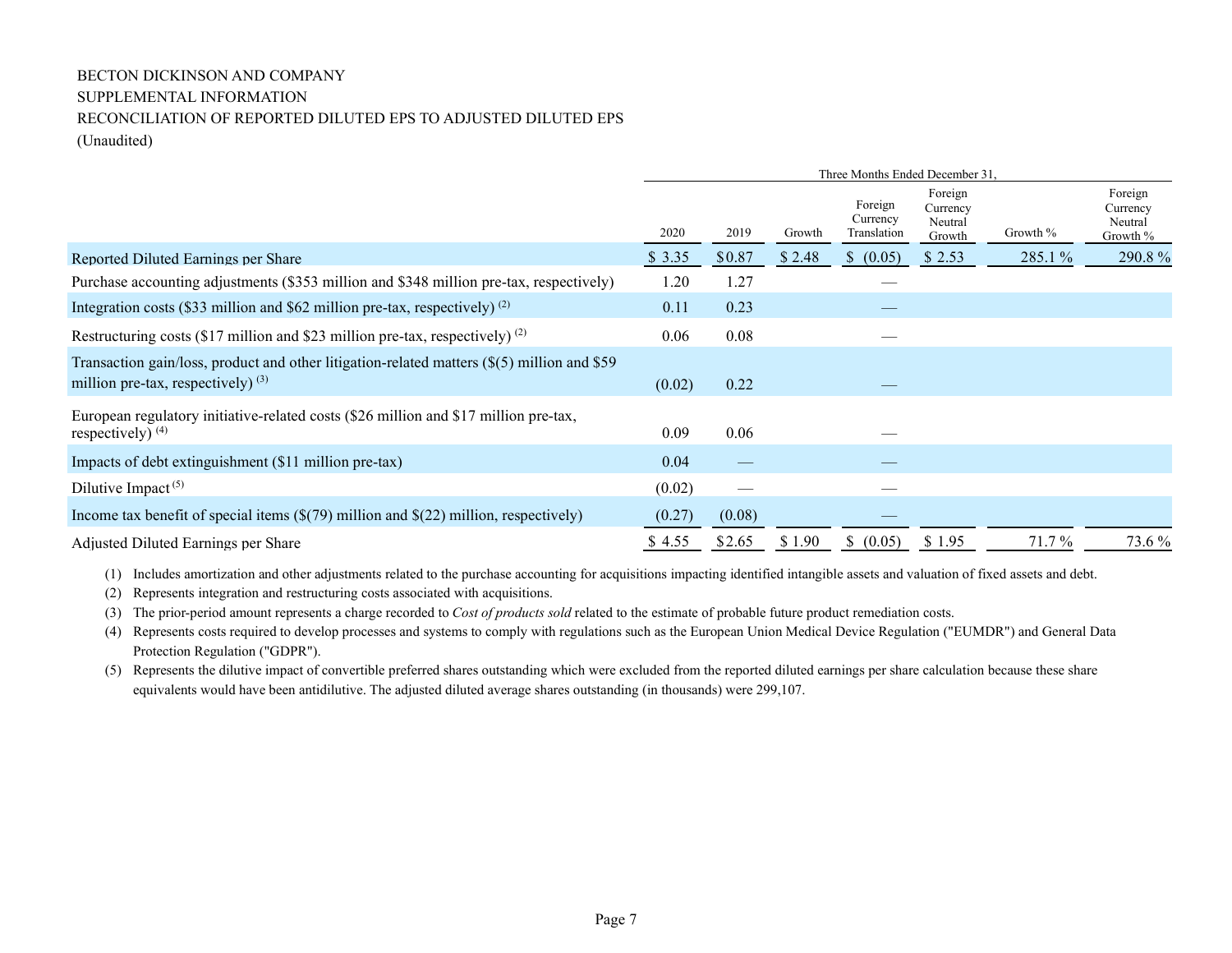BECTON DICKINSON AND COMPANY
SUPPLEMENTAL INFORMATION
RECONCILIATION OF REPORTED DILUTED EPS TO ADJUSTED DILUTED EPS
(Unaudited)

| | Three Months Ended December 31, | | | | | | |
|---|---|---|---|---|---|---|---|
| | 2020 | 2019 | Growth | Foreign Currency Translation | Foreign Currency Neutral Growth | Growth % | Foreign Currency Neutral Growth % |
| Reported Diluted Earnings per Share | $ 3.35 | $0.87 | $ 2.48 | $ (0.05) | $ 2.53 | 285.1 % | 290.8 % |
| Purchase accounting adjustments ($353 million and $348 million pre-tax, respectively) | 1.20 | 1.27 | | — | | | |
| Integration costs ($33 million and $62 million pre-tax, respectively) (2) | 0.11 | 0.23 | | — | | | |
| Restructuring costs ($17 million and $23 million pre-tax, respectively) (2) | 0.06 | 0.08 | | — | | | |
| Transaction gain/loss, product and other litigation-related matters ($(5) million and $59 million pre-tax, respectively) (3) | (0.02) | 0.22 | | — | | | |
| European regulatory initiative-related costs ($26 million and $17 million pre-tax, respectively) (4) | 0.09 | 0.06 | | — | | | |
| Impacts of debt extinguishment ($11 million pre-tax) | 0.04 | — | | — | | | |
| Dilutive Impact (5) | (0.02) | — | | — | | | |
| Income tax benefit of special items ($(79) million and $(22) million, respectively) | (0.27) | (0.08) | | — | | | |
| Adjusted Diluted Earnings per Share | $ 4.55 | $2.65 | $ 1.90 | $ (0.05) | $ 1.95 | 71.7 % | 73.6 % |

(1) Includes amortization and other adjustments related to the purchase accounting for acquisitions impacting identified intangible assets and valuation of fixed assets and debt.

(2) Represents integration and restructuring costs associated with acquisitions.

(3) The prior-period amount represents a charge recorded to *Cost of products sold* related to the estimate of probable future product remediation costs.

(4) Represents costs required to develop processes and systems to comply with regulations such as the European Union Medical Device Regulation ("EUMDR") and General Data Protection Regulation ("GDPR").

(5) Represents the dilutive impact of convertible preferred shares outstanding which were excluded from the reported diluted earnings per share calculation because these share equivalents would have been antidilutive. The adjusted diluted average shares outstanding (in thousands) were 299,107.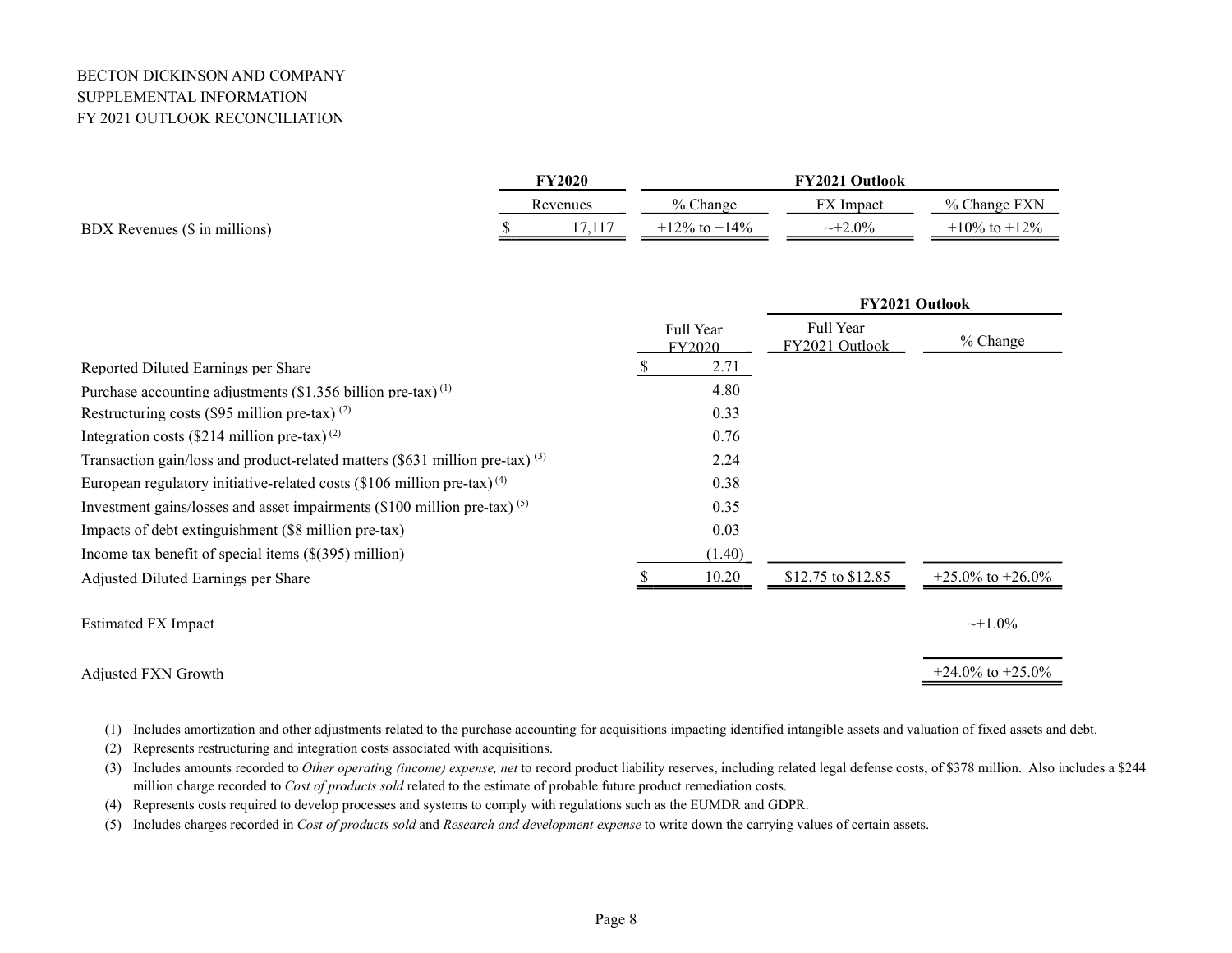BECTON DICKINSON AND COMPANY
SUPPLEMENTAL INFORMATION
FY 2021 OUTLOOK RECONCILIATION

| | FY2020 | FY2021 Outlook | | |
|---|---|---|---|---|
| | Revenues | % Change | FX Impact | % Change FXN |
| BDX Revenues ($ in millions) | $ 17,117 | +12% to +14% | ~+2.0% | +10% to +12% |

| | | FY2021 Outlook | |
|---|---|---|---|
| | Full Year FY2020 | Full Year FY2021 Outlook | % Change |
| Reported Diluted Earnings per Share | $ 2.71 | | |
| Purchase accounting adjustments ($1.356 billion pre-tax) [(1)] | 4.80 | | |
| Restructuring costs ($95 million pre-tax) [(2)] | 0.33 | | |
| Integration costs ($214 million pre-tax) [(2)] | 0.76 | | |
| Transaction gain/loss and product-related matters ($631 million pre-tax) [(3)] | 2.24 | | |
| European regulatory initiative-related costs ($106 million pre-tax) [(4)] | 0.38 | | |
| Investment gains/losses and asset impairments ($100 million pre-tax) [(5)] | 0.35 | | |
| Impacts of debt extinguishment ($8 million pre-tax) | 0.03 | | |
| Income tax benefit of special items ($(395) million) | (1.40) | | |
| Adjusted Diluted Earnings per Share | $ 10.20 | $12.75 to $12.85 | +25.0% to +26.0% |
| Estimated FX Impact | | | ~+1.0% |
| Adjusted FXN Growth | | | +24.0% to +25.0% |

(1) Includes amortization and other adjustments related to the purchase accounting for acquisitions impacting identified intangible assets and valuation of fixed assets and debt.

(2) Represents restructuring and integration costs associated with acquisitions.

(3) Includes amounts recorded to *Other operating (income) expense, net* to record product liability reserves, including related legal defense costs, of $378 million. Also includes a $244 million charge recorded to *Cost of products sold* related to the estimate of probable future product remediation costs.

(4) Represents costs required to develop processes and systems to comply with regulations such as the EUMDR and GDPR.

(5) Includes charges recorded in *Cost of products sold* and *Research and development expense* to write down the carrying values of certain assets.